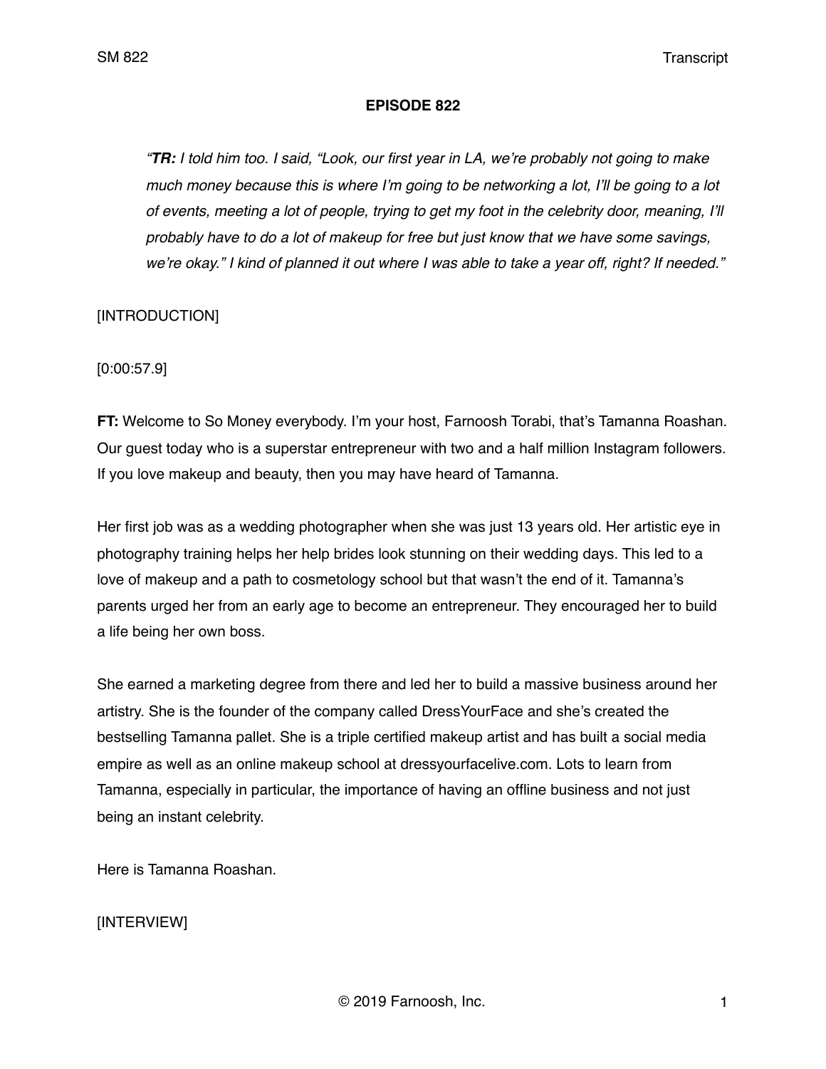# EPISODE 822

*"**TR:** I told him too. I said, "Look, our first year in LA, we're probably not going to make much money because this is where I'm going to be networking a lot, I'll be going to a lot of events, meeting a lot of people, trying to get my foot in the celebrity door, meaning, I'll probably have to do a lot of makeup for free but just know that we have some savings, we're okay." I kind of planned it out where I was able to take a year off, right? If needed."*

[INTRODUCTION]

[0:00:57.9]

**FT:** Welcome to So Money everybody. I'm your host, Farnoosh Torabi, that's Tamanna Roashan. Our guest today who is a superstar entrepreneur with two and a half million Instagram followers. If you love makeup and beauty, then you may have heard of Tamanna.

Her first job was as a wedding photographer when she was just 13 years old. Her artistic eye in photography training helps her help brides look stunning on their wedding days. This led to a love of makeup and a path to cosmetology school but that wasn't the end of it. Tamanna's parents urged her from an early age to become an entrepreneur. They encouraged her to build a life being her own boss.

She earned a marketing degree from there and led her to build a massive business around her artistry. She is the founder of the company called DressYourFace and she's created the bestselling Tamanna pallet. She is a triple certified makeup artist and has built a social media empire as well as an online makeup school at dressyourfacelive.com. Lots to learn from Tamanna, especially in particular, the importance of having an offline business and not just being an instant celebrity.

Here is Tamanna Roashan.

[INTERVIEW]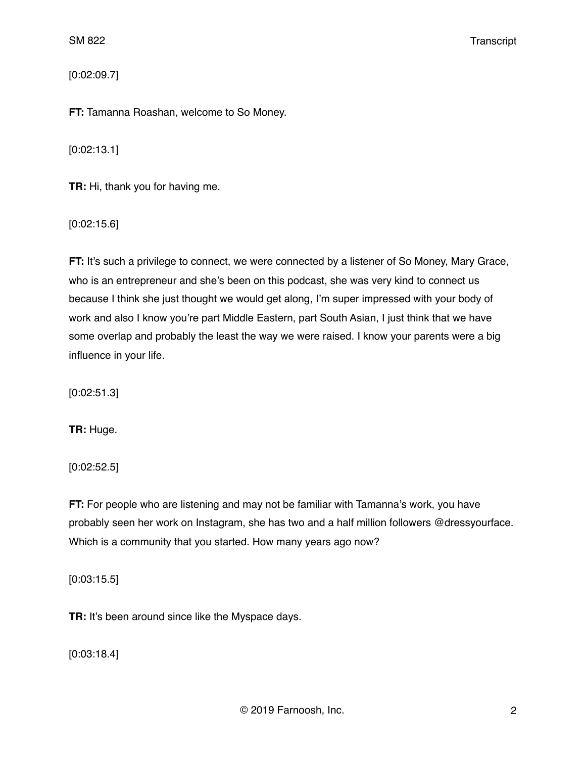[0:02:09.7]

**FT:** Tamanna Roashan, welcome to So Money.

[0:02:13.1]

**TR:** Hi, thank you for having me.

[0:02:15.6]

**FT:** It's such a privilege to connect, we were connected by a listener of So Money, Mary Grace, who is an entrepreneur and she's been on this podcast, she was very kind to connect us because I think she just thought we would get along, I'm super impressed with your body of work and also I know you're part Middle Eastern, part South Asian, I just think that we have some overlap and probably the least the way we were raised. I know your parents were a big influence in your life.

[0:02:51.3]

**TR:** Huge.

[0:02:52.5]

**FT:** For people who are listening and may not be familiar with Tamanna's work, you have probably seen her work on Instagram, she has two and a half million followers @dressyourface. Which is a community that you started. How many years ago now?

[0:03:15.5]

**TR:** It's been around since like the Myspace days.

[0:03:18.4]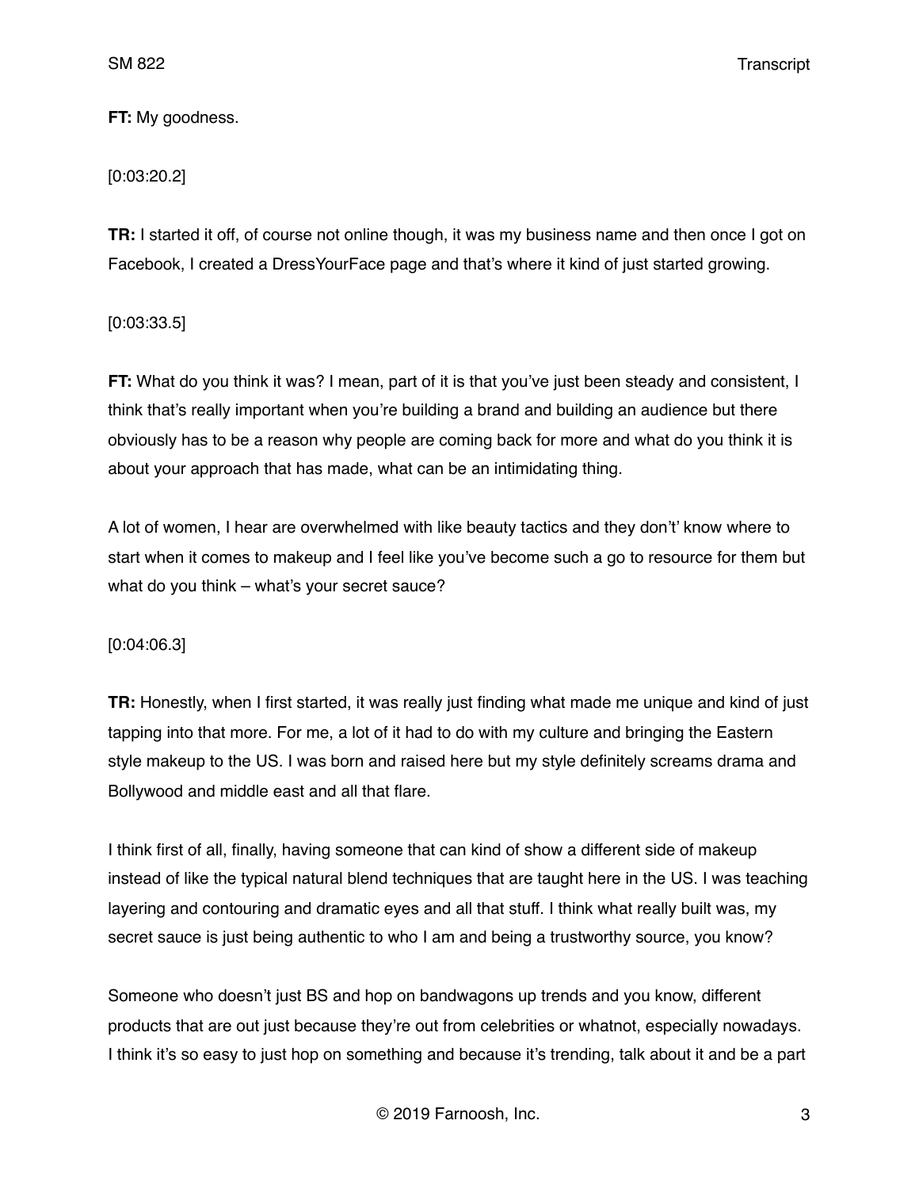**FT:** My goodness.

[0:03:20.2]

**TR:** I started it off, of course not online though, it was my business name and then once I got on Facebook, I created a DressYourFace page and that's where it kind of just started growing.

[0:03:33.5]

**FT:** What do you think it was? I mean, part of it is that you've just been steady and consistent, I think that's really important when you're building a brand and building an audience but there obviously has to be a reason why people are coming back for more and what do you think it is about your approach that has made, what can be an intimidating thing.

A lot of women, I hear are overwhelmed with like beauty tactics and they don't' know where to start when it comes to makeup and I feel like you've become such a go to resource for them but what do you think – what's your secret sauce?

[0:04:06.3]

**TR:** Honestly, when I first started, it was really just finding what made me unique and kind of just tapping into that more. For me, a lot of it had to do with my culture and bringing the Eastern style makeup to the US. I was born and raised here but my style definitely screams drama and Bollywood and middle east and all that flare.

I think first of all, finally, having someone that can kind of show a different side of makeup instead of like the typical natural blend techniques that are taught here in the US. I was teaching layering and contouring and dramatic eyes and all that stuff. I think what really built was, my secret sauce is just being authentic to who I am and being a trustworthy source, you know?

Someone who doesn't just BS and hop on bandwagons up trends and you know, different products that are out just because they're out from celebrities or whatnot, especially nowadays. I think it's so easy to just hop on something and because it's trending, talk about it and be a part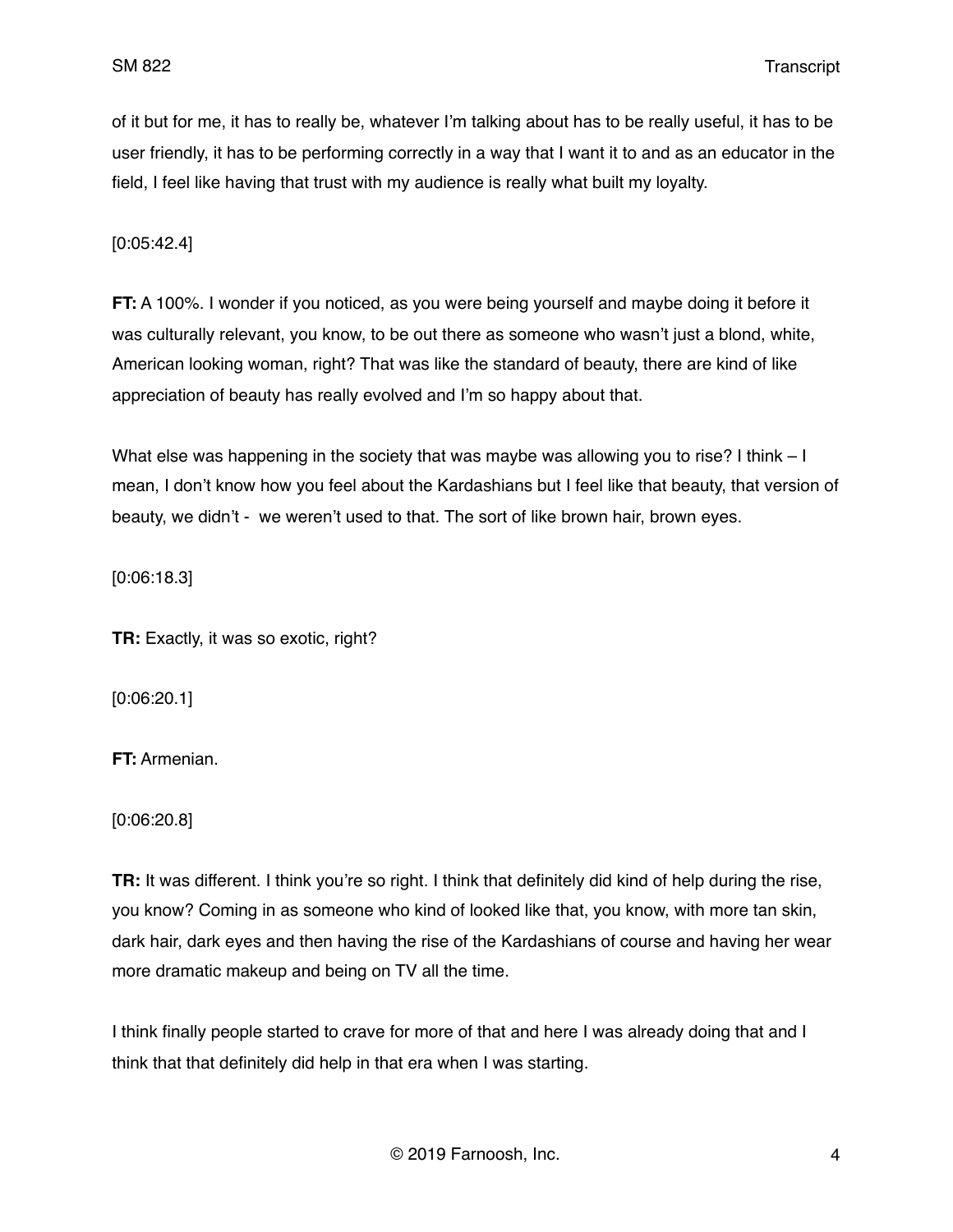of it but for me, it has to really be, whatever I'm talking about has to be really useful, it has to be user friendly, it has to be performing correctly in a way that I want it to and as an educator in the field, I feel like having that trust with my audience is really what built my loyalty.

[0:05:42.4]

**FT:** A 100%. I wonder if you noticed, as you were being yourself and maybe doing it before it was culturally relevant, you know, to be out there as someone who wasn't just a blond, white, American looking woman, right? That was like the standard of beauty, there are kind of like appreciation of beauty has really evolved and I'm so happy about that.

What else was happening in the society that was maybe was allowing you to rise? I think – I mean, I don't know how you feel about the Kardashians but I feel like that beauty, that version of beauty, we didn't - we weren't used to that. The sort of like brown hair, brown eyes.

[0:06:18.3]

**TR:** Exactly, it was so exotic, right?

[0:06:20.1]

**FT:** Armenian.

[0:06:20.8]

**TR:** It was different. I think you're so right. I think that definitely did kind of help during the rise, you know? Coming in as someone who kind of looked like that, you know, with more tan skin, dark hair, dark eyes and then having the rise of the Kardashians of course and having her wear more dramatic makeup and being on TV all the time.

I think finally people started to crave for more of that and here I was already doing that and I think that that definitely did help in that era when I was starting.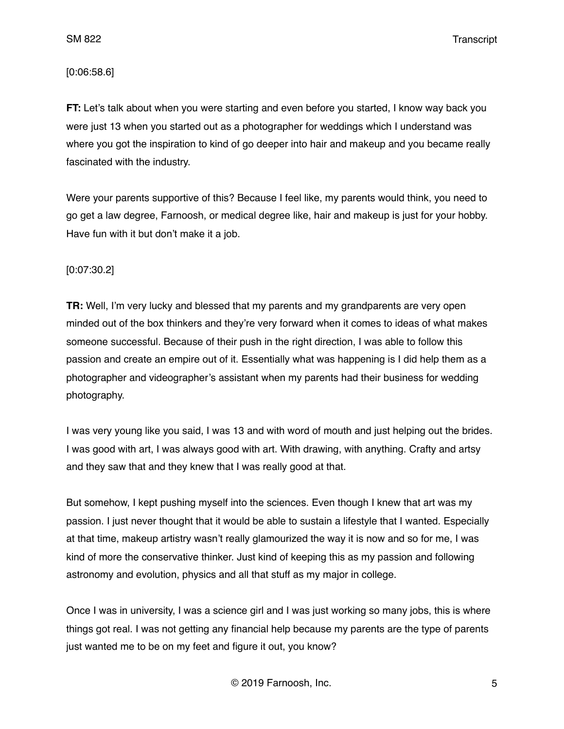[0:06:58.6]

**FT:** Let's talk about when you were starting and even before you started, I know way back you were just 13 when you started out as a photographer for weddings which I understand was where you got the inspiration to kind of go deeper into hair and makeup and you became really fascinated with the industry.

Were your parents supportive of this? Because I feel like, my parents would think, you need to go get a law degree, Farnoosh, or medical degree like, hair and makeup is just for your hobby. Have fun with it but don't make it a job.

[0:07:30.2]

**TR:** Well, I'm very lucky and blessed that my parents and my grandparents are very open minded out of the box thinkers and they're very forward when it comes to ideas of what makes someone successful. Because of their push in the right direction, I was able to follow this passion and create an empire out of it. Essentially what was happening is I did help them as a photographer and videographer's assistant when my parents had their business for wedding photography.

I was very young like you said, I was 13 and with word of mouth and just helping out the brides. I was good with art, I was always good with art. With drawing, with anything. Crafty and artsy and they saw that and they knew that I was really good at that.

But somehow, I kept pushing myself into the sciences. Even though I knew that art was my passion. I just never thought that it would be able to sustain a lifestyle that I wanted. Especially at that time, makeup artistry wasn't really glamourized the way it is now and so for me, I was kind of more the conservative thinker. Just kind of keeping this as my passion and following astronomy and evolution, physics and all that stuff as my major in college.

Once I was in university, I was a science girl and I was just working so many jobs, this is where things got real. I was not getting any financial help because my parents are the type of parents just wanted me to be on my feet and figure it out, you know?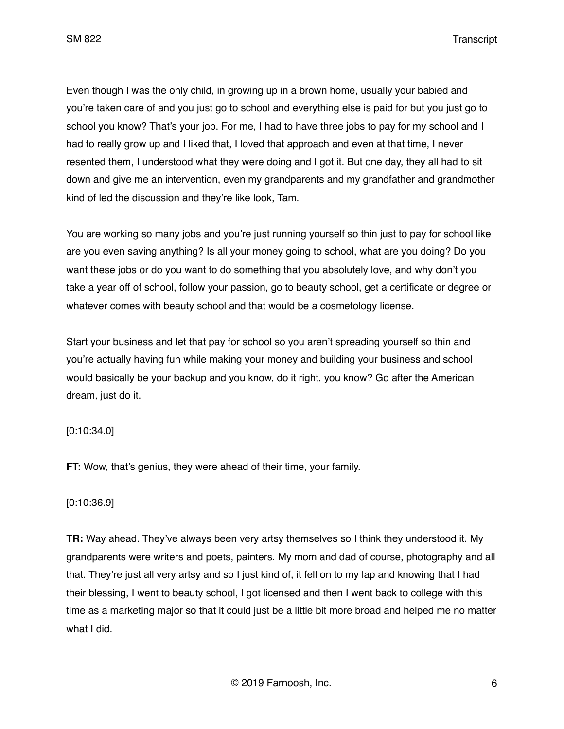Even though I was the only child, in growing up in a brown home, usually your babied and you're taken care of and you just go to school and everything else is paid for but you just go to school you know? That's your job. For me, I had to have three jobs to pay for my school and I had to really grow up and I liked that, I loved that approach and even at that time, I never resented them, I understood what they were doing and I got it. But one day, they all had to sit down and give me an intervention, even my grandparents and my grandfather and grandmother kind of led the discussion and they're like look, Tam.

You are working so many jobs and you're just running yourself so thin just to pay for school like are you even saving anything? Is all your money going to school, what are you doing? Do you want these jobs or do you want to do something that you absolutely love, and why don't you take a year off of school, follow your passion, go to beauty school, get a certificate or degree or whatever comes with beauty school and that would be a cosmetology license.

Start your business and let that pay for school so you aren't spreading yourself so thin and you're actually having fun while making your money and building your business and school would basically be your backup and you know, do it right, you know? Go after the American dream, just do it.

[0:10:34.0]

**FT:** Wow, that's genius, they were ahead of their time, your family.

[0:10:36.9]

**TR:** Way ahead. They've always been very artsy themselves so I think they understood it. My grandparents were writers and poets, painters. My mom and dad of course, photography and all that. They're just all very artsy and so I just kind of, it fell on to my lap and knowing that I had their blessing, I went to beauty school, I got licensed and then I went back to college with this time as a marketing major so that it could just be a little bit more broad and helped me no matter what I did.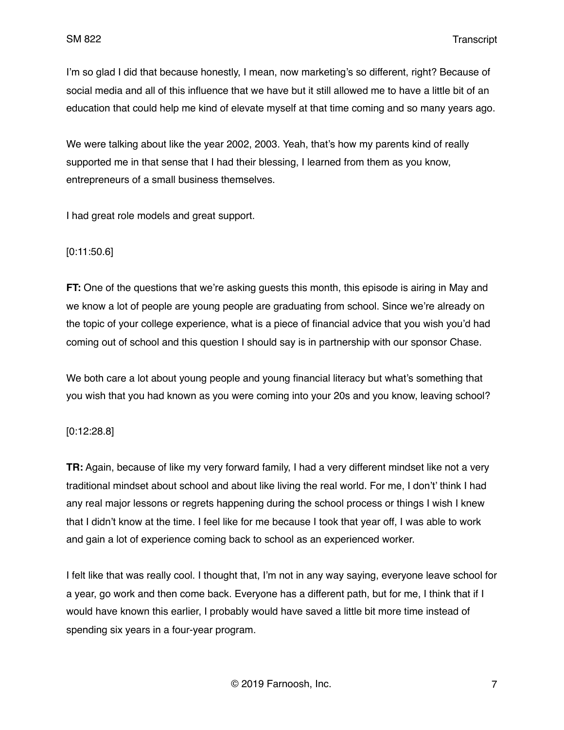I'm so glad I did that because honestly, I mean, now marketing's so different, right? Because of social media and all of this influence that we have but it still allowed me to have a little bit of an education that could help me kind of elevate myself at that time coming and so many years ago.

We were talking about like the year 2002, 2003. Yeah, that's how my parents kind of really supported me in that sense that I had their blessing, I learned from them as you know, entrepreneurs of a small business themselves.

I had great role models and great support.

[0:11:50.6]

**FT:** One of the questions that we're asking guests this month, this episode is airing in May and we know a lot of people are young people are graduating from school. Since we're already on the topic of your college experience, what is a piece of financial advice that you wish you'd had coming out of school and this question I should say is in partnership with our sponsor Chase.

We both care a lot about young people and young financial literacy but what's something that you wish that you had known as you were coming into your 20s and you know, leaving school?

[0:12:28.8]

**TR:** Again, because of like my very forward family, I had a very different mindset like not a very traditional mindset about school and about like living the real world. For me, I don't' think I had any real major lessons or regrets happening during the school process or things I wish I knew that I didn't know at the time. I feel like for me because I took that year off, I was able to work and gain a lot of experience coming back to school as an experienced worker.

I felt like that was really cool. I thought that, I'm not in any way saying, everyone leave school for a year, go work and then come back. Everyone has a different path, but for me, I think that if I would have known this earlier, I probably would have saved a little bit more time instead of spending six years in a four-year program.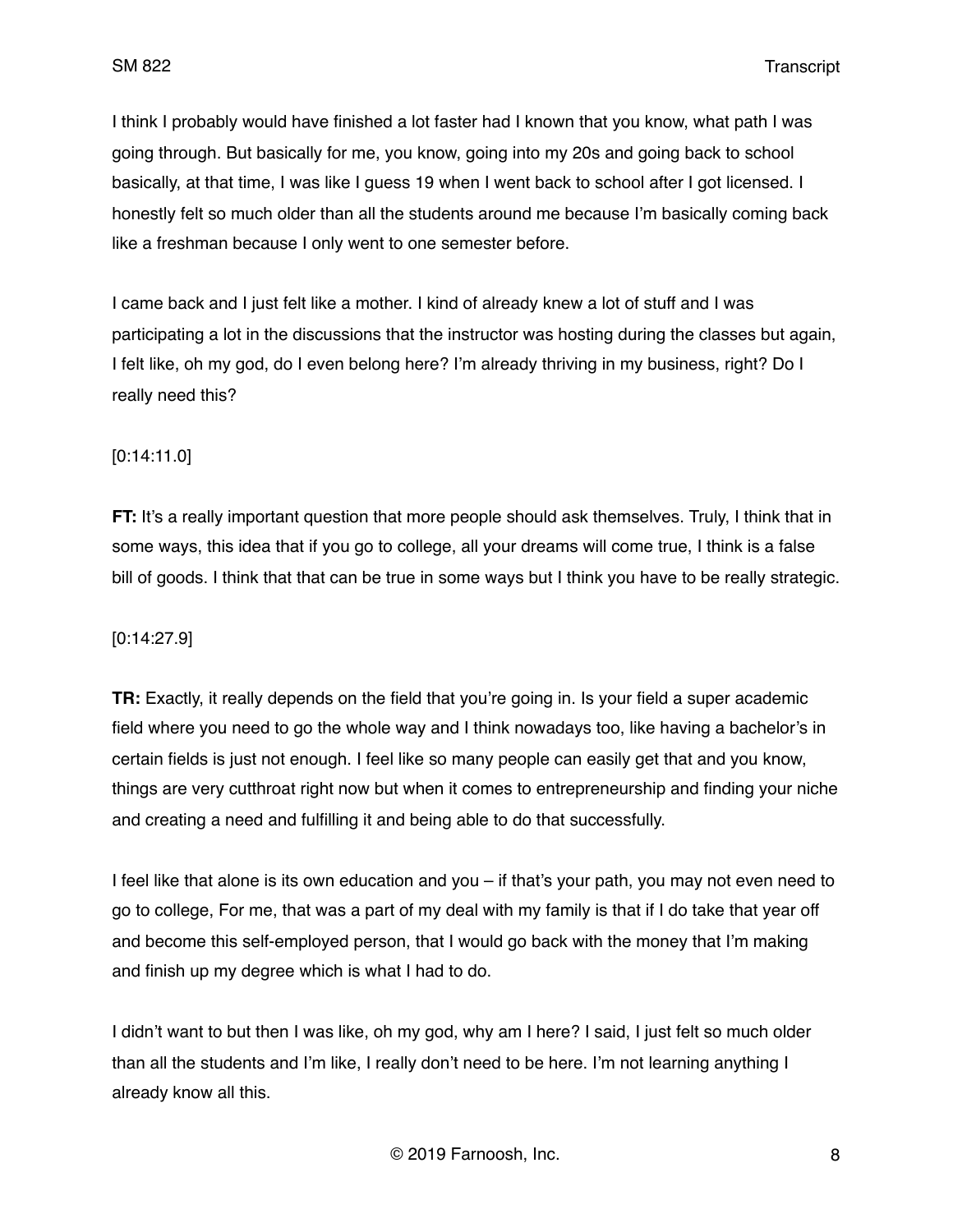I think I probably would have finished a lot faster had I known that you know, what path I was going through. But basically for me, you know, going into my 20s and going back to school basically, at that time, I was like I guess 19 when I went back to school after I got licensed. I honestly felt so much older than all the students around me because I'm basically coming back like a freshman because I only went to one semester before.

I came back and I just felt like a mother. I kind of already knew a lot of stuff and I was participating a lot in the discussions that the instructor was hosting during the classes but again, I felt like, oh my god, do I even belong here? I'm already thriving in my business, right? Do I really need this?

[0:14:11.0]

**FT:** It's a really important question that more people should ask themselves. Truly, I think that in some ways, this idea that if you go to college, all your dreams will come true, I think is a false bill of goods. I think that that can be true in some ways but I think you have to be really strategic.

[0:14:27.9]

**TR:** Exactly, it really depends on the field that you're going in. Is your field a super academic field where you need to go the whole way and I think nowadays too, like having a bachelor's in certain fields is just not enough. I feel like so many people can easily get that and you know, things are very cutthroat right now but when it comes to entrepreneurship and finding your niche and creating a need and fulfilling it and being able to do that successfully.

I feel like that alone is its own education and you – if that's your path, you may not even need to go to college, For me, that was a part of my deal with my family is that if I do take that year off and become this self-employed person, that I would go back with the money that I'm making and finish up my degree which is what I had to do.

I didn't want to but then I was like, oh my god, why am I here? I said, I just felt so much older than all the students and I'm like, I really don't need to be here. I'm not learning anything I already know all this.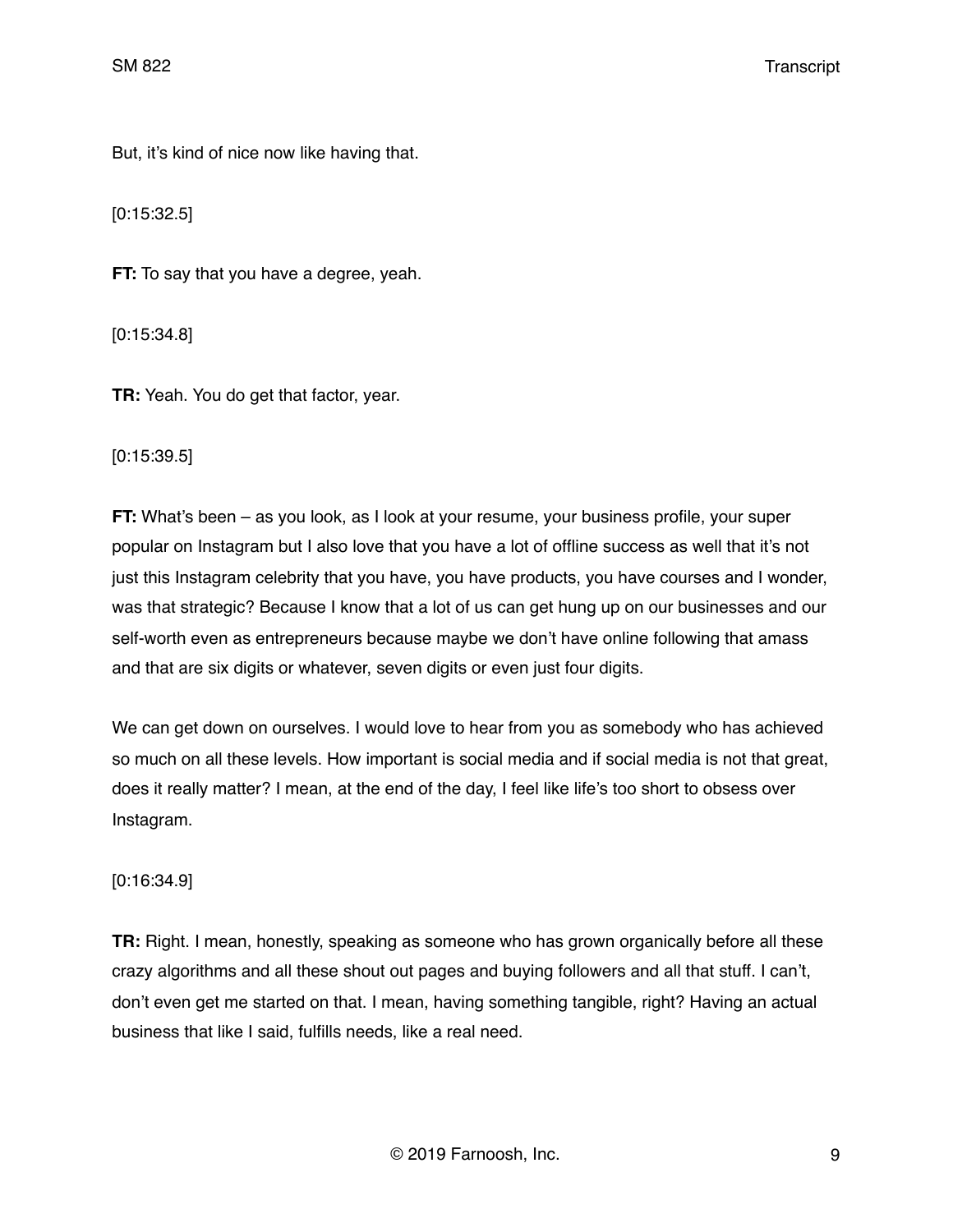But, it's kind of nice now like having that.

[0:15:32.5]

**FT:** To say that you have a degree, yeah.

[0:15:34.8]

**TR:** Yeah. You do get that factor, year.

[0:15:39.5]

**FT:** What's been – as you look, as I look at your resume, your business profile, your super popular on Instagram but I also love that you have a lot of offline success as well that it's not just this Instagram celebrity that you have, you have products, you have courses and I wonder, was that strategic? Because I know that a lot of us can get hung up on our businesses and our self-worth even as entrepreneurs because maybe we don't have online following that amass and that are six digits or whatever, seven digits or even just four digits.

We can get down on ourselves. I would love to hear from you as somebody who has achieved so much on all these levels. How important is social media and if social media is not that great, does it really matter? I mean, at the end of the day, I feel like life's too short to obsess over Instagram.

[0:16:34.9]

**TR:** Right. I mean, honestly, speaking as someone who has grown organically before all these crazy algorithms and all these shout out pages and buying followers and all that stuff. I can't, don't even get me started on that. I mean, having something tangible, right? Having an actual business that like I said, fulfills needs, like a real need.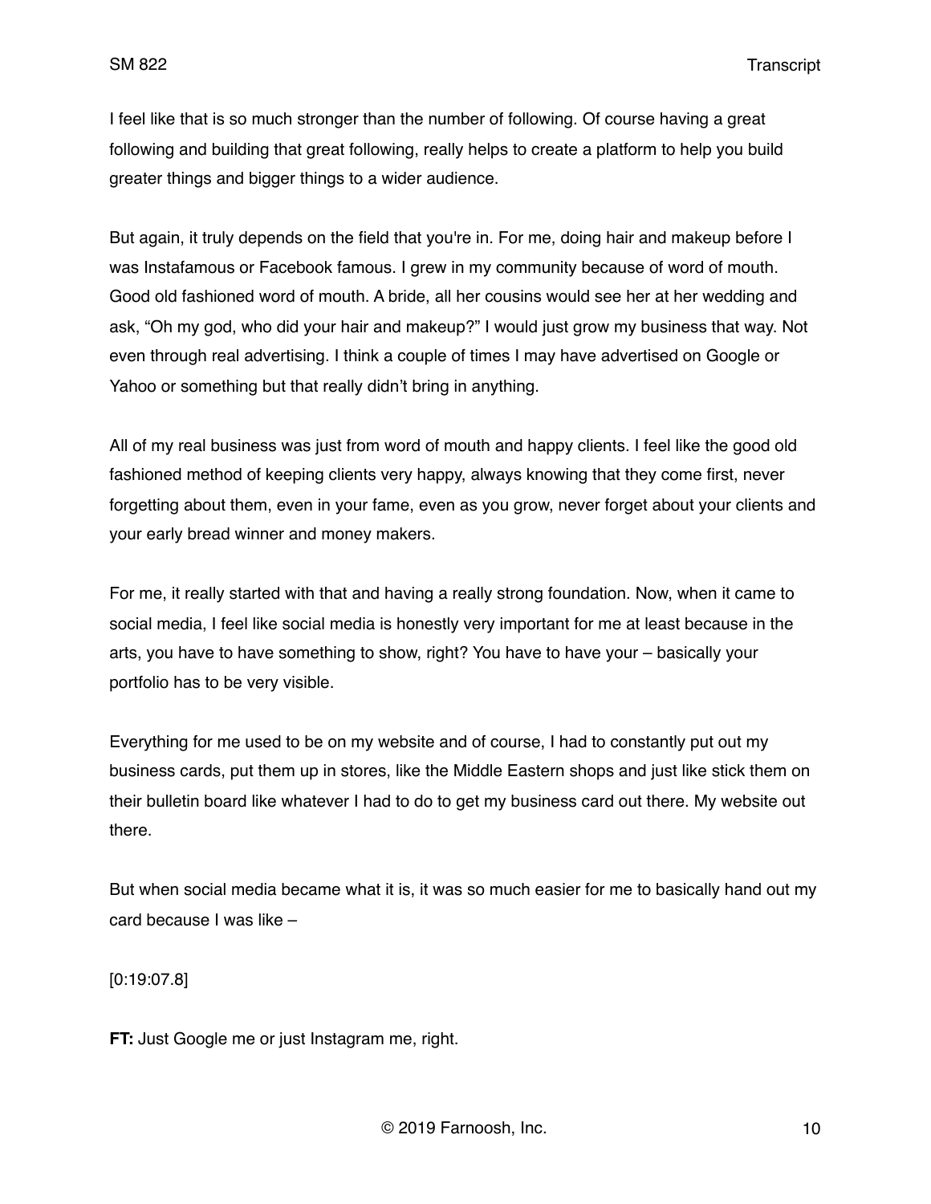I feel like that is so much stronger than the number of following. Of course having a great following and building that great following, really helps to create a platform to help you build greater things and bigger things to a wider audience.

But again, it truly depends on the field that you're in. For me, doing hair and makeup before I was Instafamous or Facebook famous. I grew in my community because of word of mouth. Good old fashioned word of mouth. A bride, all her cousins would see her at her wedding and ask, "Oh my god, who did your hair and makeup?" I would just grow my business that way. Not even through real advertising. I think a couple of times I may have advertised on Google or Yahoo or something but that really didn't bring in anything.

All of my real business was just from word of mouth and happy clients. I feel like the good old fashioned method of keeping clients very happy, always knowing that they come first, never forgetting about them, even in your fame, even as you grow, never forget about your clients and your early bread winner and money makers.

For me, it really started with that and having a really strong foundation. Now, when it came to social media, I feel like social media is honestly very important for me at least because in the arts, you have to have something to show, right? You have to have your – basically your portfolio has to be very visible.

Everything for me used to be on my website and of course, I had to constantly put out my business cards, put them up in stores, like the Middle Eastern shops and just like stick them on their bulletin board like whatever I had to do to get my business card out there. My website out there.

But when social media became what it is, it was so much easier for me to basically hand out my card because I was like –

[0:19:07.8]

**FT:** Just Google me or just Instagram me, right.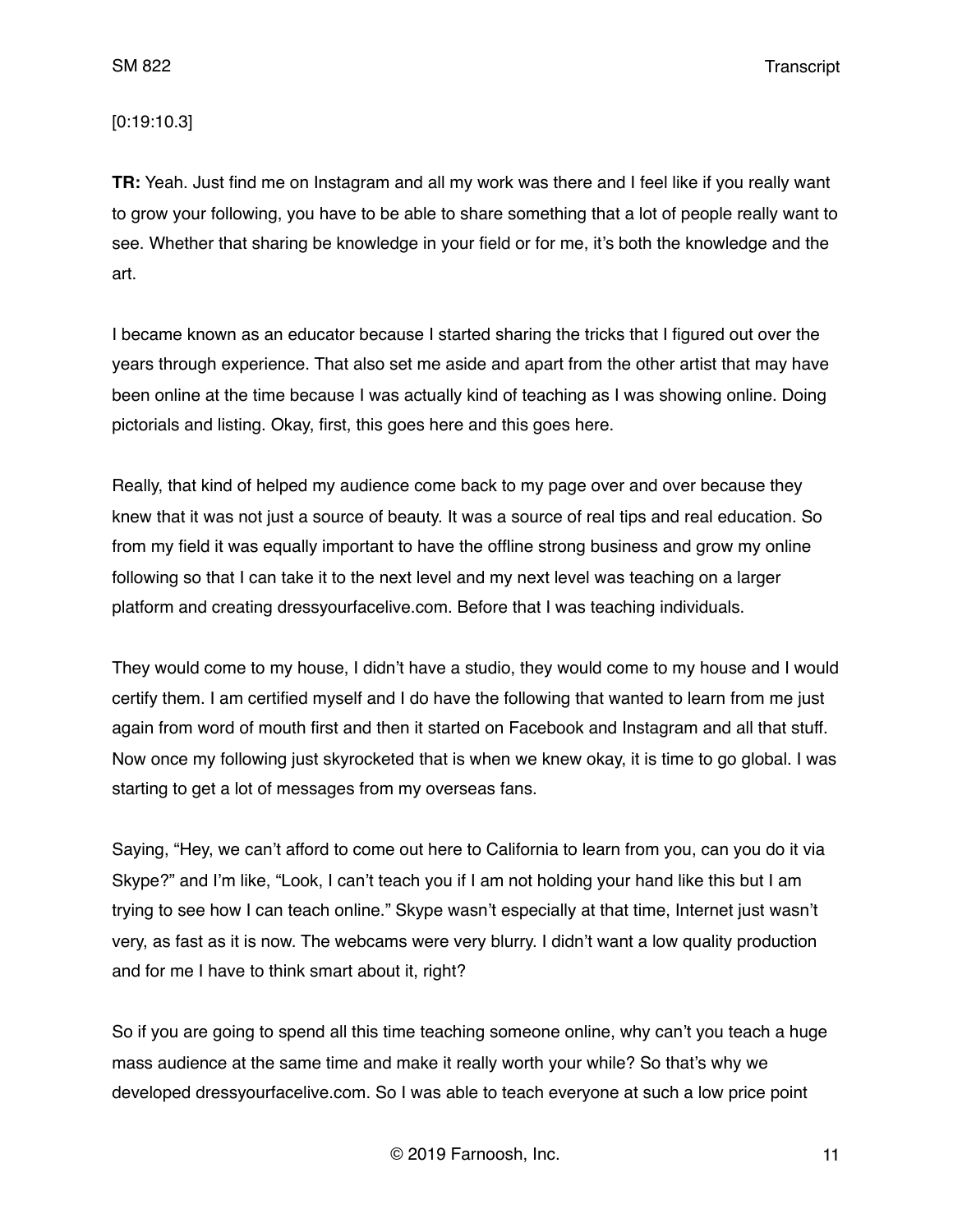[0:19:10.3]

**TR:** Yeah. Just find me on Instagram and all my work was there and I feel like if you really want to grow your following, you have to be able to share something that a lot of people really want to see. Whether that sharing be knowledge in your field or for me, it's both the knowledge and the art.

I became known as an educator because I started sharing the tricks that I figured out over the years through experience. That also set me aside and apart from the other artist that may have been online at the time because I was actually kind of teaching as I was showing online. Doing pictorials and listing. Okay, first, this goes here and this goes here.

Really, that kind of helped my audience come back to my page over and over because they knew that it was not just a source of beauty. It was a source of real tips and real education. So from my field it was equally important to have the offline strong business and grow my online following so that I can take it to the next level and my next level was teaching on a larger platform and creating dressyourfacelive.com. Before that I was teaching individuals.

They would come to my house, I didn't have a studio, they would come to my house and I would certify them. I am certified myself and I do have the following that wanted to learn from me just again from word of mouth first and then it started on Facebook and Instagram and all that stuff. Now once my following just skyrocketed that is when we knew okay, it is time to go global. I was starting to get a lot of messages from my overseas fans.

Saying, "Hey, we can't afford to come out here to California to learn from you, can you do it via Skype?" and I'm like, "Look, I can't teach you if I am not holding your hand like this but I am trying to see how I can teach online." Skype wasn't especially at that time, Internet just wasn't very, as fast as it is now. The webcams were very blurry. I didn't want a low quality production and for me I have to think smart about it, right?

So if you are going to spend all this time teaching someone online, why can't you teach a huge mass audience at the same time and make it really worth your while? So that's why we developed dressyourfacelive.com. So I was able to teach everyone at such a low price point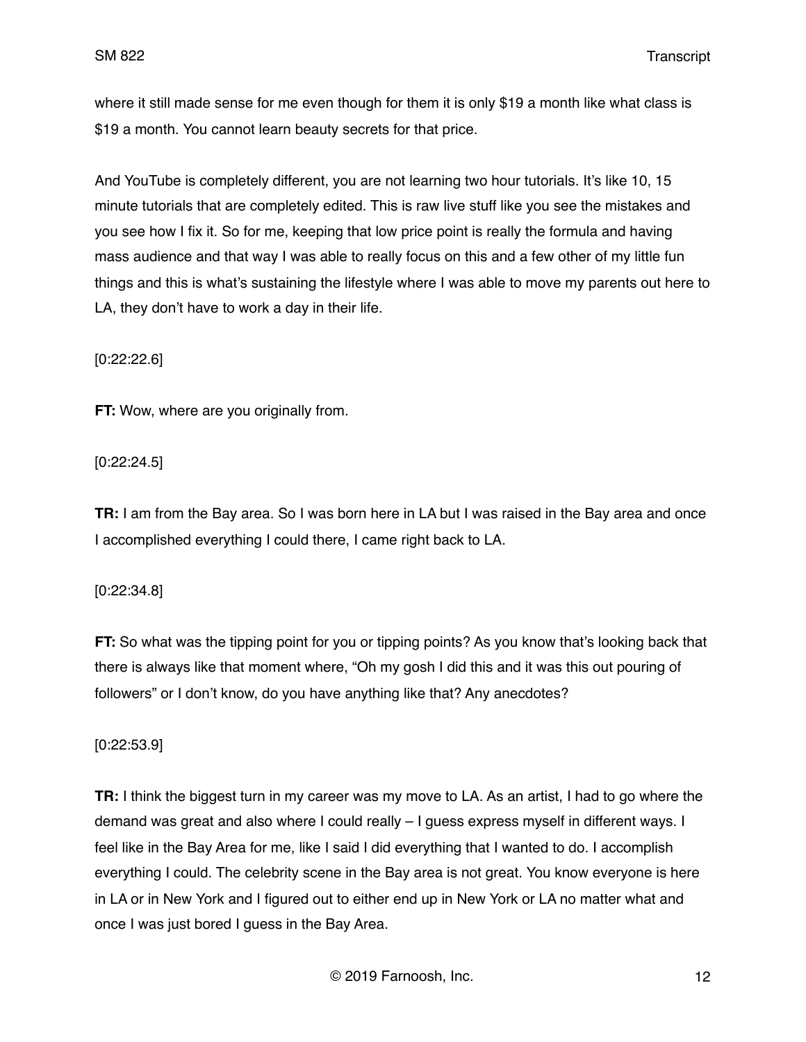where it still made sense for me even though for them it is only $19 a month like what class is $19 a month. You cannot learn beauty secrets for that price.

And YouTube is completely different, you are not learning two hour tutorials. It's like 10, 15 minute tutorials that are completely edited. This is raw live stuff like you see the mistakes and you see how I fix it. So for me, keeping that low price point is really the formula and having mass audience and that way I was able to really focus on this and a few other of my little fun things and this is what's sustaining the lifestyle where I was able to move my parents out here to LA, they don't have to work a day in their life.

[0:22:22.6]

**FT:** Wow, where are you originally from.

[0:22:24.5]

**TR:** I am from the Bay area. So I was born here in LA but I was raised in the Bay area and once I accomplished everything I could there, I came right back to LA.

[0:22:34.8]

**FT:** So what was the tipping point for you or tipping points? As you know that's looking back that there is always like that moment where, "Oh my gosh I did this and it was this out pouring of followers" or I don't know, do you have anything like that? Any anecdotes?

[0:22:53.9]

**TR:** I think the biggest turn in my career was my move to LA. As an artist, I had to go where the demand was great and also where I could really – I guess express myself in different ways. I feel like in the Bay Area for me, like I said I did everything that I wanted to do. I accomplish everything I could. The celebrity scene in the Bay area is not great. You know everyone is here in LA or in New York and I figured out to either end up in New York or LA no matter what and once I was just bored I guess in the Bay Area.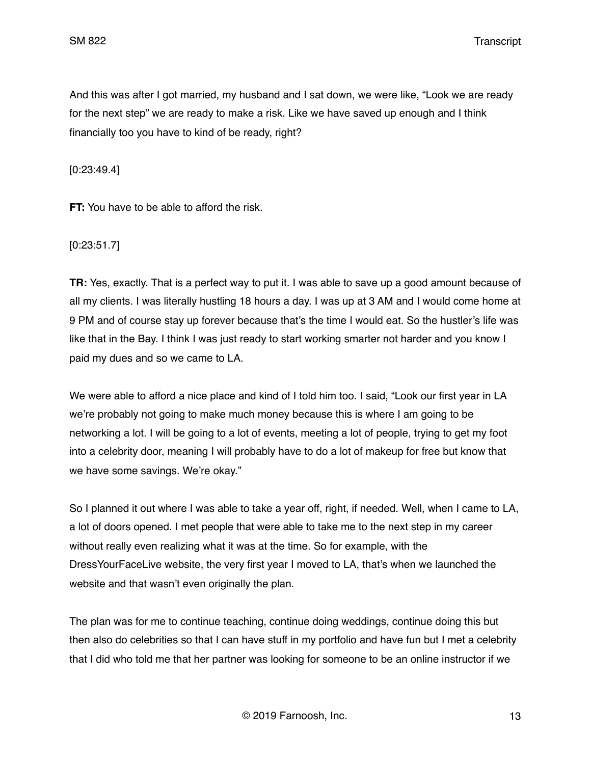And this was after I got married, my husband and I sat down, we were like, "Look we are ready for the next step" we are ready to make a risk. Like we have saved up enough and I think financially too you have to kind of be ready, right?

[0:23:49.4]

**FT:** You have to be able to afford the risk.

[0:23:51.7]

**TR:** Yes, exactly. That is a perfect way to put it. I was able to save up a good amount because of all my clients. I was literally hustling 18 hours a day. I was up at 3 AM and I would come home at 9 PM and of course stay up forever because that's the time I would eat. So the hustler's life was like that in the Bay. I think I was just ready to start working smarter not harder and you know I paid my dues and so we came to LA.

We were able to afford a nice place and kind of I told him too. I said, "Look our first year in LA we're probably not going to make much money because this is where I am going to be networking a lot. I will be going to a lot of events, meeting a lot of people, trying to get my foot into a celebrity door, meaning I will probably have to do a lot of makeup for free but know that we have some savings. We're okay."

So I planned it out where I was able to take a year off, right, if needed. Well, when I came to LA, a lot of doors opened. I met people that were able to take me to the next step in my career without really even realizing what it was at the time. So for example, with the DressYourFaceLive website, the very first year I moved to LA, that's when we launched the website and that wasn't even originally the plan.

The plan was for me to continue teaching, continue doing weddings, continue doing this but then also do celebrities so that I can have stuff in my portfolio and have fun but I met a celebrity that I did who told me that her partner was looking for someone to be an online instructor if we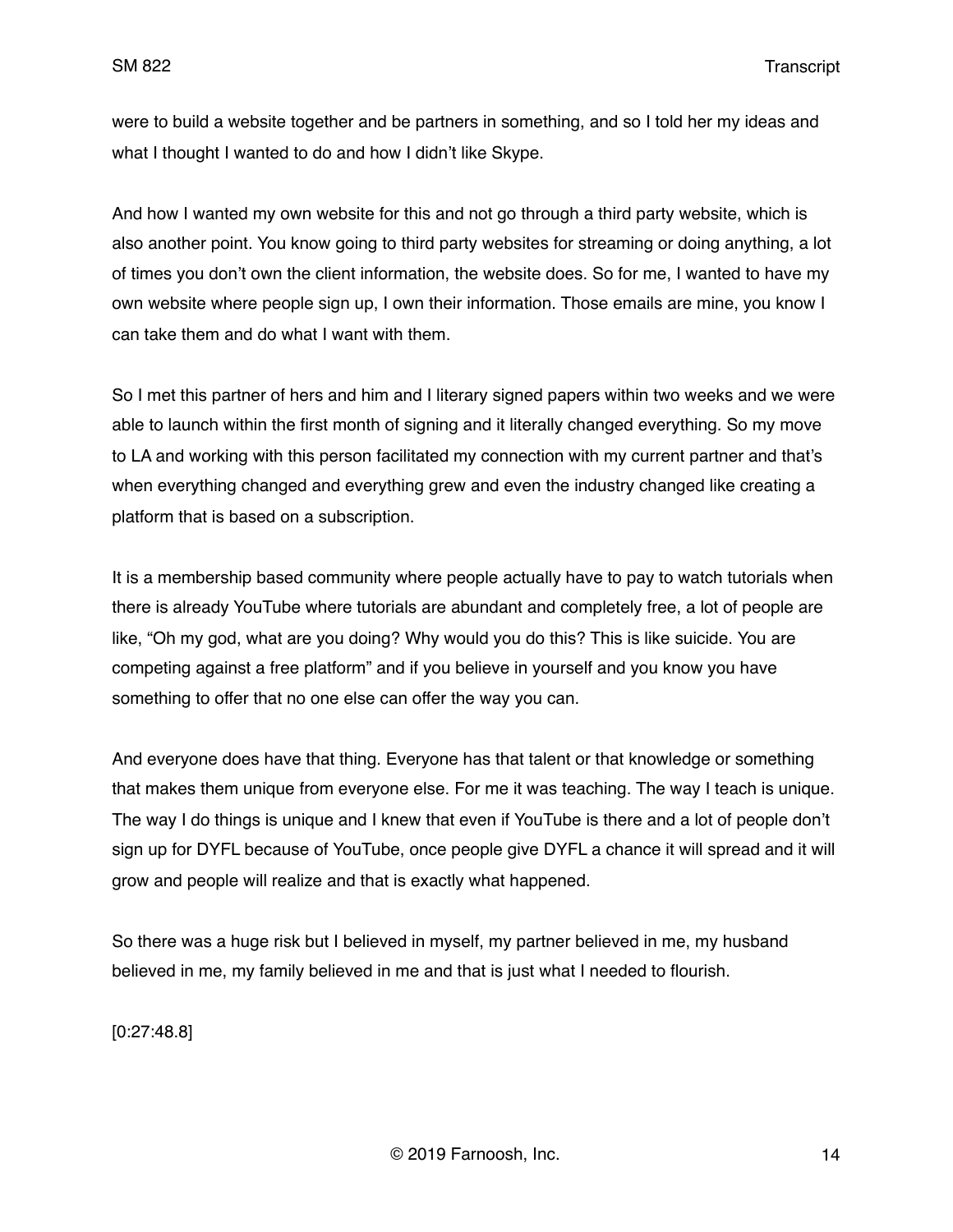were to build a website together and be partners in something, and so I told her my ideas and what I thought I wanted to do and how I didn't like Skype.

And how I wanted my own website for this and not go through a third party website, which is also another point. You know going to third party websites for streaming or doing anything, a lot of times you don't own the client information, the website does. So for me, I wanted to have my own website where people sign up, I own their information. Those emails are mine, you know I can take them and do what I want with them.

So I met this partner of hers and him and I literary signed papers within two weeks and we were able to launch within the first month of signing and it literally changed everything. So my move to LA and working with this person facilitated my connection with my current partner and that's when everything changed and everything grew and even the industry changed like creating a platform that is based on a subscription.

It is a membership based community where people actually have to pay to watch tutorials when there is already YouTube where tutorials are abundant and completely free, a lot of people are like, "Oh my god, what are you doing? Why would you do this? This is like suicide. You are competing against a free platform" and if you believe in yourself and you know you have something to offer that no one else can offer the way you can.

And everyone does have that thing. Everyone has that talent or that knowledge or something that makes them unique from everyone else. For me it was teaching. The way I teach is unique. The way I do things is unique and I knew that even if YouTube is there and a lot of people don't sign up for DYFL because of YouTube, once people give DYFL a chance it will spread and it will grow and people will realize and that is exactly what happened.

So there was a huge risk but I believed in myself, my partner believed in me, my husband believed in me, my family believed in me and that is just what I needed to flourish.

[0:27:48.8]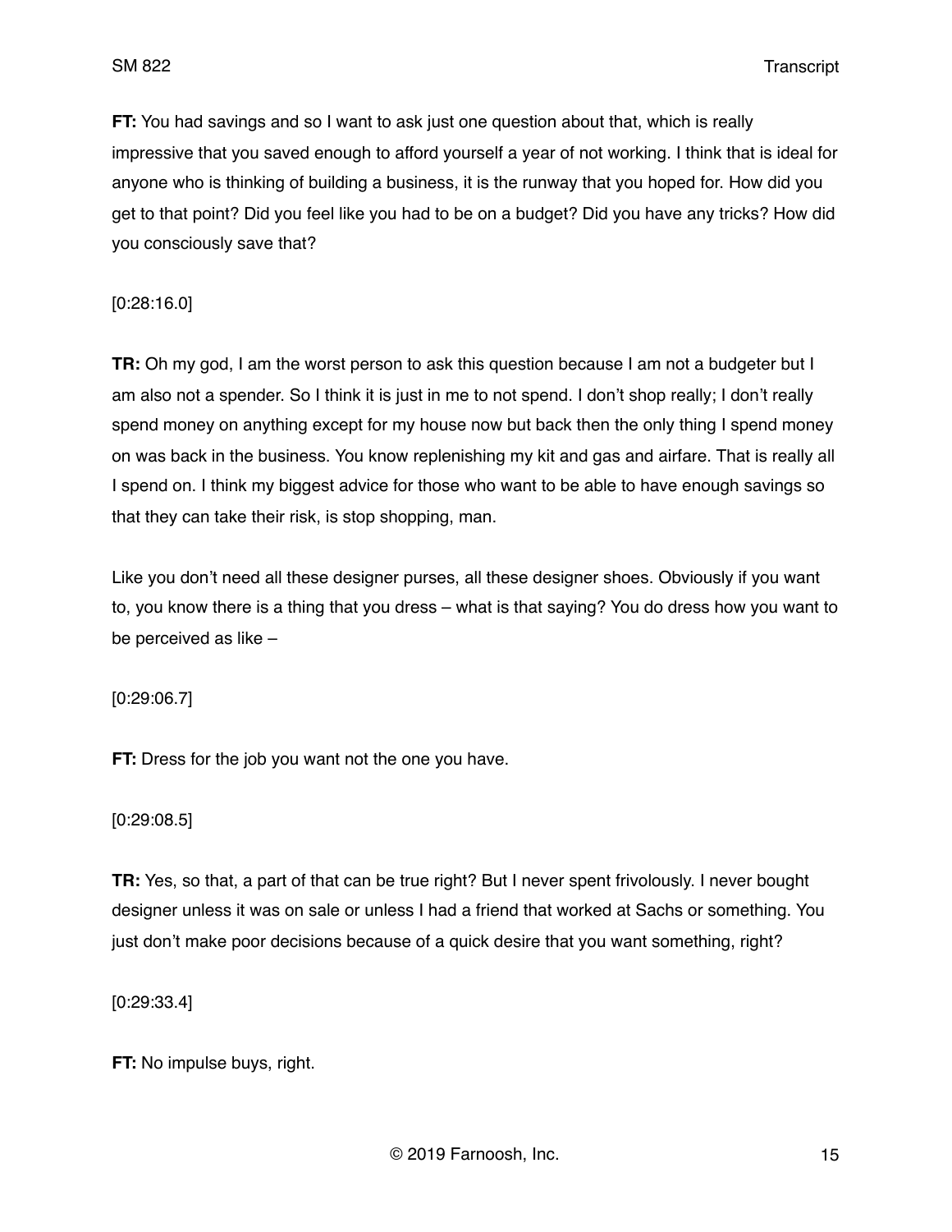**FT:** You had savings and so I want to ask just one question about that, which is really impressive that you saved enough to afford yourself a year of not working. I think that is ideal for anyone who is thinking of building a business, it is the runway that you hoped for. How did you get to that point? Did you feel like you had to be on a budget? Did you have any tricks? How did you consciously save that?

[0:28:16.0]

**TR:** Oh my god, I am the worst person to ask this question because I am not a budgeter but I am also not a spender. So I think it is just in me to not spend. I don't shop really; I don't really spend money on anything except for my house now but back then the only thing I spend money on was back in the business. You know replenishing my kit and gas and airfare. That is really all I spend on. I think my biggest advice for those who want to be able to have enough savings so that they can take their risk, is stop shopping, man.

Like you don't need all these designer purses, all these designer shoes. Obviously if you want to, you know there is a thing that you dress – what is that saying? You do dress how you want to be perceived as like –

[0:29:06.7]

**FT:** Dress for the job you want not the one you have.

[0:29:08.5]

**TR:** Yes, so that, a part of that can be true right? But I never spent frivolously. I never bought designer unless it was on sale or unless I had a friend that worked at Sachs or something. You just don't make poor decisions because of a quick desire that you want something, right?

[0:29:33.4]

**FT:** No impulse buys, right.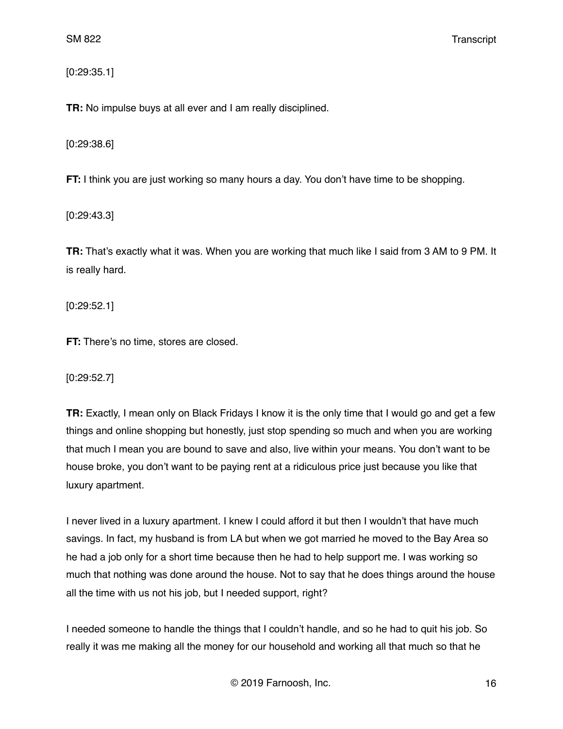[0:29:35.1]

**TR:** No impulse buys at all ever and I am really disciplined.

[0:29:38.6]

**FT:** I think you are just working so many hours a day. You don't have time to be shopping.

[0:29:43.3]

**TR:** That's exactly what it was. When you are working that much like I said from 3 AM to 9 PM. It is really hard.

[0:29:52.1]

**FT:** There's no time, stores are closed.

[0:29:52.7]

**TR:** Exactly, I mean only on Black Fridays I know it is the only time that I would go and get a few things and online shopping but honestly, just stop spending so much and when you are working that much I mean you are bound to save and also, live within your means. You don't want to be house broke, you don't want to be paying rent at a ridiculous price just because you like that luxury apartment.

I never lived in a luxury apartment. I knew I could afford it but then I wouldn't that have much savings. In fact, my husband is from LA but when we got married he moved to the Bay Area so he had a job only for a short time because then he had to help support me. I was working so much that nothing was done around the house. Not to say that he does things around the house all the time with us not his job, but I needed support, right?

I needed someone to handle the things that I couldn't handle, and so he had to quit his job. So really it was me making all the money for our household and working all that much so that he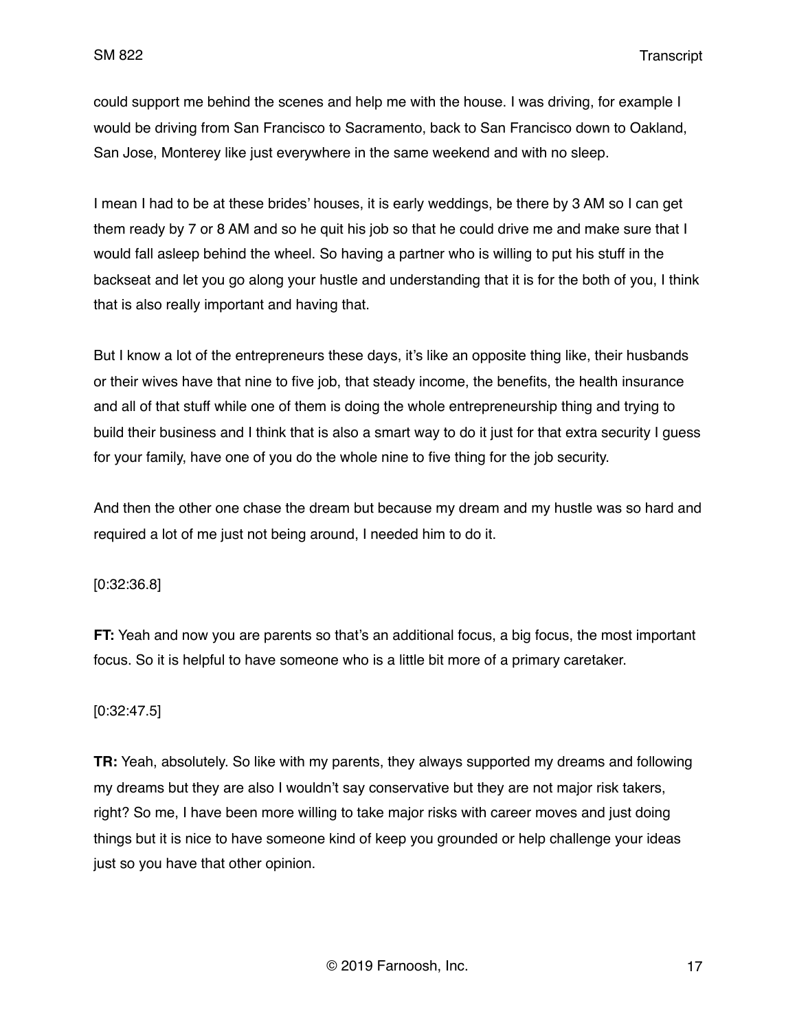could support me behind the scenes and help me with the house. I was driving, for example I would be driving from San Francisco to Sacramento, back to San Francisco down to Oakland, San Jose, Monterey like just everywhere in the same weekend and with no sleep.

I mean I had to be at these brides' houses, it is early weddings, be there by 3 AM so I can get them ready by 7 or 8 AM and so he quit his job so that he could drive me and make sure that I would fall asleep behind the wheel. So having a partner who is willing to put his stuff in the backseat and let you go along your hustle and understanding that it is for the both of you, I think that is also really important and having that.

But I know a lot of the entrepreneurs these days, it's like an opposite thing like, their husbands or their wives have that nine to five job, that steady income, the benefits, the health insurance and all of that stuff while one of them is doing the whole entrepreneurship thing and trying to build their business and I think that is also a smart way to do it just for that extra security I guess for your family, have one of you do the whole nine to five thing for the job security.

And then the other one chase the dream but because my dream and my hustle was so hard and required a lot of me just not being around, I needed him to do it.

[0:32:36.8]

**FT:** Yeah and now you are parents so that's an additional focus, a big focus, the most important focus. So it is helpful to have someone who is a little bit more of a primary caretaker.

[0:32:47.5]

**TR:** Yeah, absolutely. So like with my parents, they always supported my dreams and following my dreams but they are also I wouldn't say conservative but they are not major risk takers, right? So me, I have been more willing to take major risks with career moves and just doing things but it is nice to have someone kind of keep you grounded or help challenge your ideas just so you have that other opinion.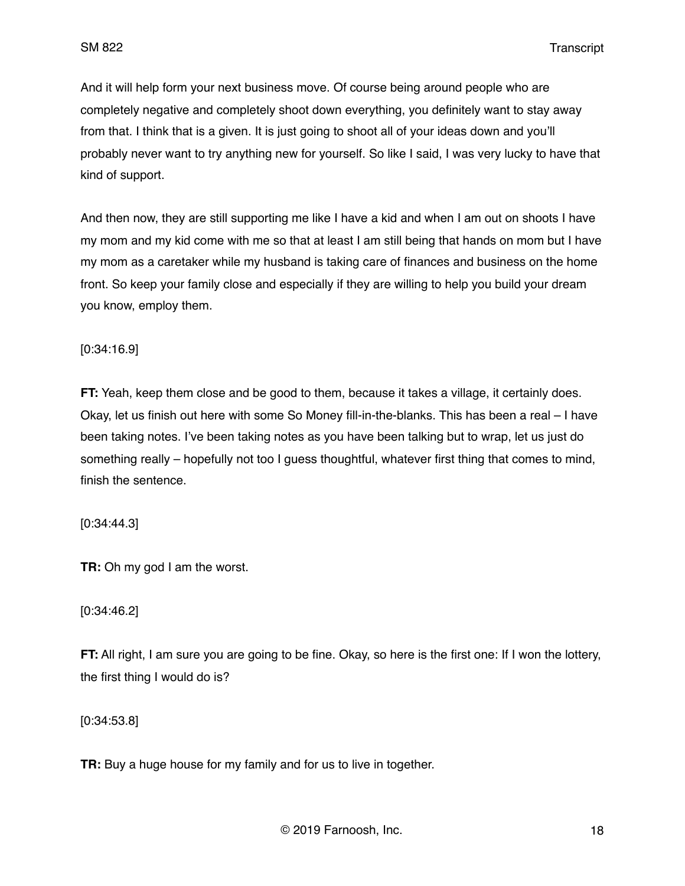And it will help form your next business move. Of course being around people who are completely negative and completely shoot down everything, you definitely want to stay away from that. I think that is a given. It is just going to shoot all of your ideas down and you'll probably never want to try anything new for yourself. So like I said, I was very lucky to have that kind of support.

And then now, they are still supporting me like I have a kid and when I am out on shoots I have my mom and my kid come with me so that at least I am still being that hands on mom but I have my mom as a caretaker while my husband is taking care of finances and business on the home front. So keep your family close and especially if they are willing to help you build your dream you know, employ them.

[0:34:16.9]

**FT:** Yeah, keep them close and be good to them, because it takes a village, it certainly does. Okay, let us finish out here with some So Money fill-in-the-blanks. This has been a real – I have been taking notes. I've been taking notes as you have been talking but to wrap, let us just do something really – hopefully not too I guess thoughtful, whatever first thing that comes to mind, finish the sentence.

[0:34:44.3]

**TR:** Oh my god I am the worst.

[0:34:46.2]

**FT:** All right, I am sure you are going to be fine. Okay, so here is the first one: If I won the lottery, the first thing I would do is?

[0:34:53.8]

**TR:** Buy a huge house for my family and for us to live in together.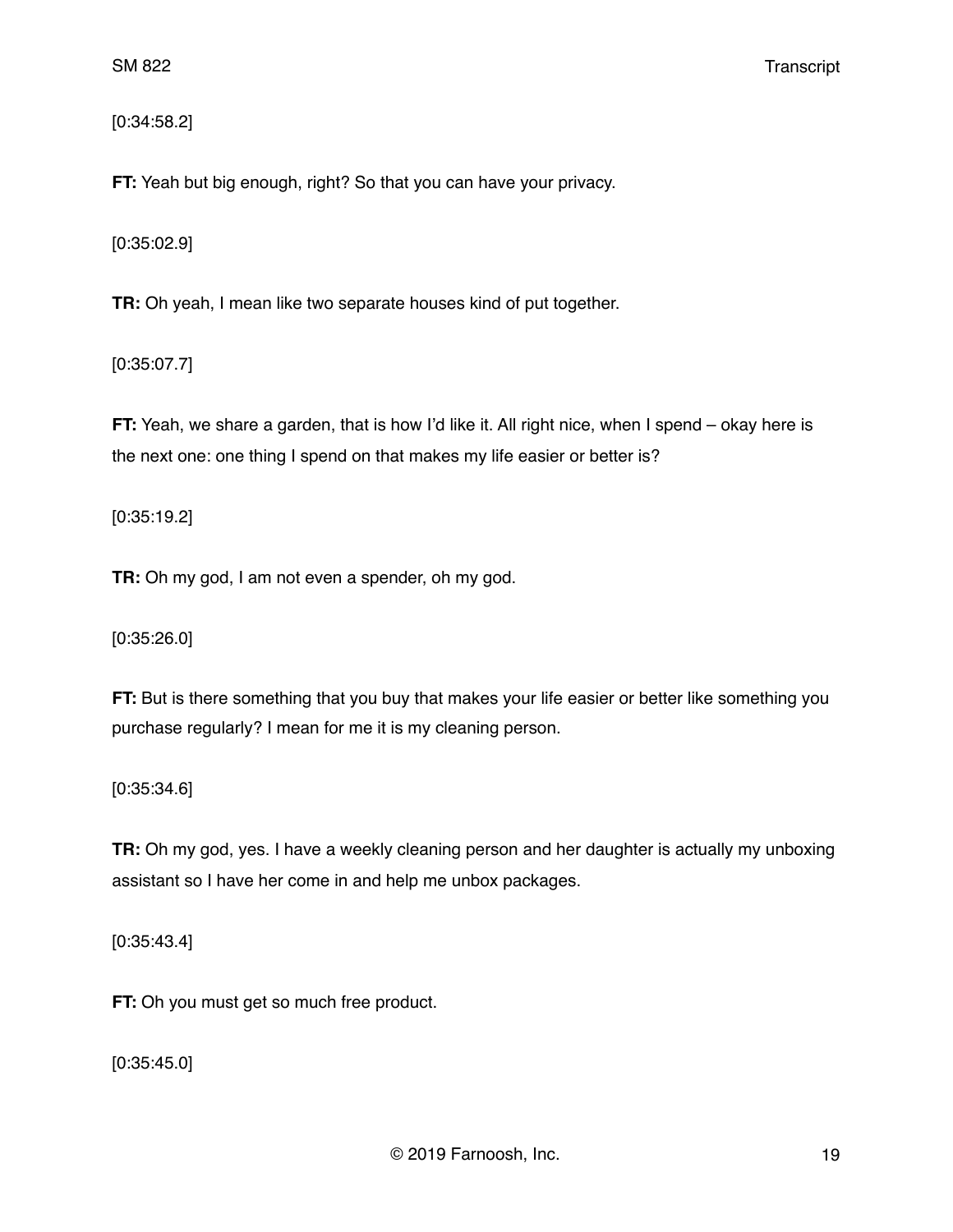[0:34:58.2]

**FT:** Yeah but big enough, right? So that you can have your privacy.

[0:35:02.9]

**TR:** Oh yeah, I mean like two separate houses kind of put together.

[0:35:07.7]

**FT:** Yeah, we share a garden, that is how I'd like it. All right nice, when I spend – okay here is the next one: one thing I spend on that makes my life easier or better is?

[0:35:19.2]

**TR:** Oh my god, I am not even a spender, oh my god.

[0:35:26.0]

**FT:** But is there something that you buy that makes your life easier or better like something you purchase regularly? I mean for me it is my cleaning person.

[0:35:34.6]

**TR:** Oh my god, yes. I have a weekly cleaning person and her daughter is actually my unboxing assistant so I have her come in and help me unbox packages.

[0:35:43.4]

**FT:** Oh you must get so much free product.

[0:35:45.0]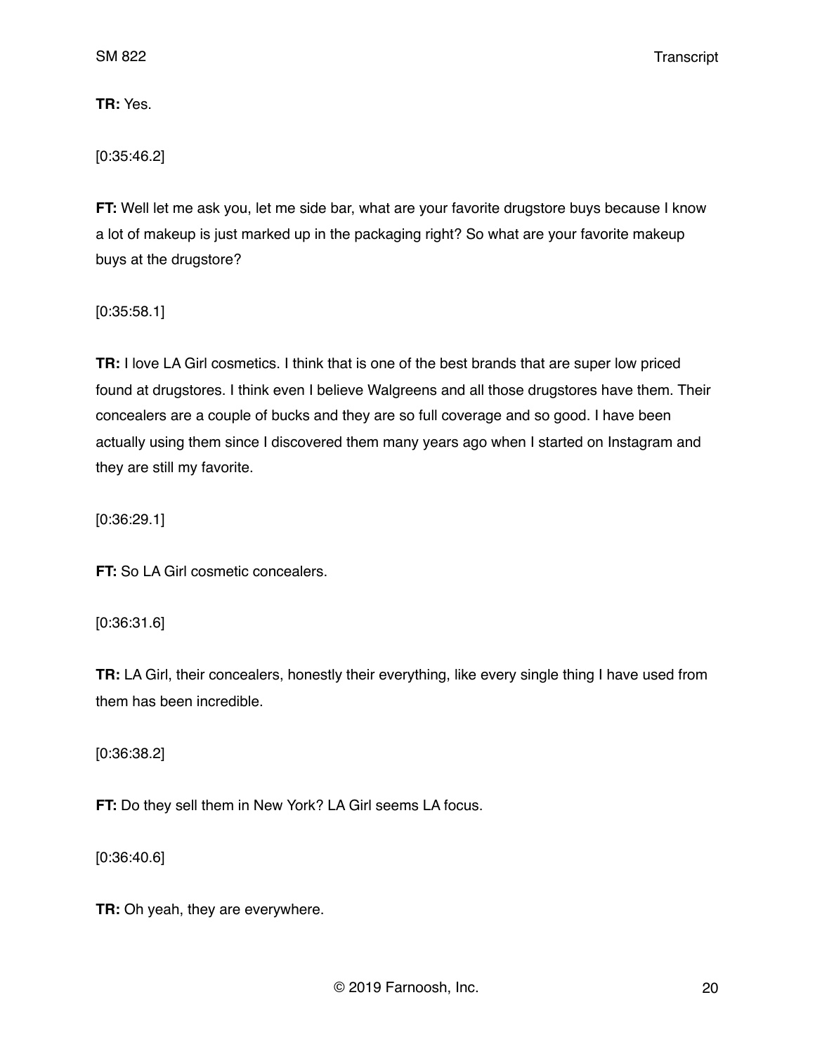**TR:** Yes.

[0:35:46.2]

**FT:** Well let me ask you, let me side bar, what are your favorite drugstore buys because I know a lot of makeup is just marked up in the packaging right? So what are your favorite makeup buys at the drugstore?

[0:35:58.1]

**TR:** I love LA Girl cosmetics. I think that is one of the best brands that are super low priced found at drugstores. I think even I believe Walgreens and all those drugstores have them. Their concealers are a couple of bucks and they are so full coverage and so good. I have been actually using them since I discovered them many years ago when I started on Instagram and they are still my favorite.

[0:36:29.1]

**FT:** So LA Girl cosmetic concealers.

[0:36:31.6]

**TR:** LA Girl, their concealers, honestly their everything, like every single thing I have used from them has been incredible.

[0:36:38.2]

**FT:** Do they sell them in New York? LA Girl seems LA focus.

[0:36:40.6]

**TR:** Oh yeah, they are everywhere.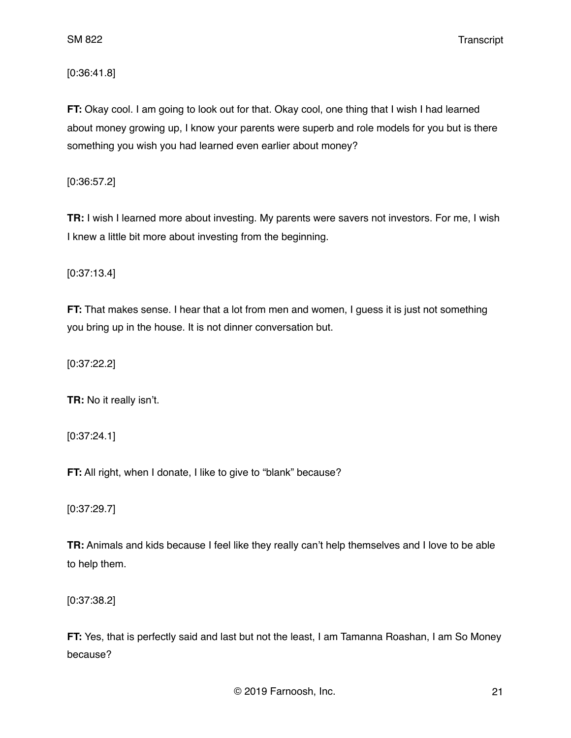[0:36:41.8]

**FT:** Okay cool. I am going to look out for that. Okay cool, one thing that I wish I had learned about money growing up, I know your parents were superb and role models for you but is there something you wish you had learned even earlier about money?

[0:36:57.2]

**TR:** I wish I learned more about investing. My parents were savers not investors. For me, I wish I knew a little bit more about investing from the beginning.

[0:37:13.4]

**FT:** That makes sense. I hear that a lot from men and women, I guess it is just not something you bring up in the house. It is not dinner conversation but.

[0:37:22.2]

**TR:** No it really isn't.

[0:37:24.1]

**FT:** All right, when I donate, I like to give to "blank" because?

[0:37:29.7]

**TR:** Animals and kids because I feel like they really can't help themselves and I love to be able to help them.

[0:37:38.2]

**FT:** Yes, that is perfectly said and last but not the least, I am Tamanna Roashan, I am So Money because?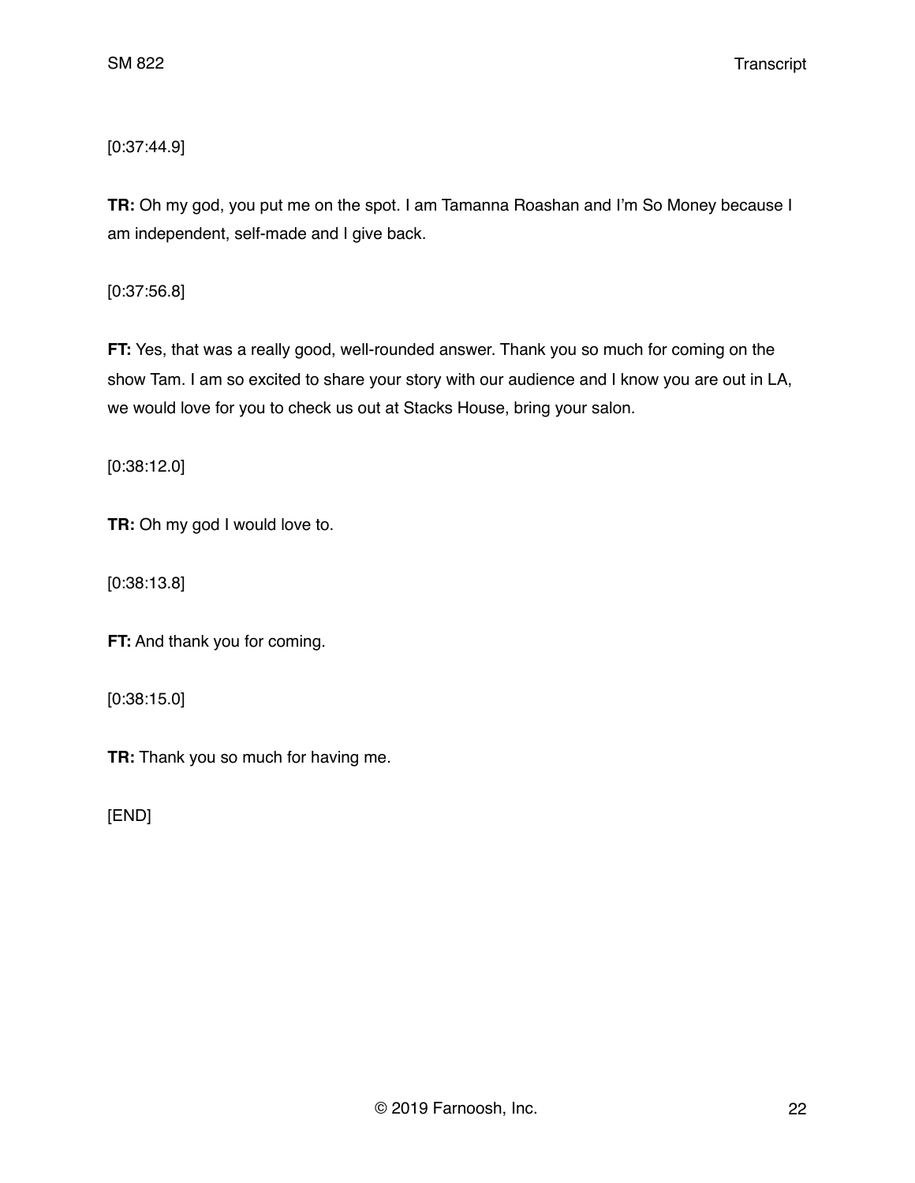[0:37:44.9]

**TR:** Oh my god, you put me on the spot. I am Tamanna Roashan and I'm So Money because I am independent, self-made and I give back.

[0:37:56.8]

**FT:** Yes, that was a really good, well-rounded answer. Thank you so much for coming on the show Tam. I am so excited to share your story with our audience and I know you are out in LA, we would love for you to check us out at Stacks House, bring your salon.

[0:38:12.0]

**TR:** Oh my god I would love to.

[0:38:13.8]

**FT:** And thank you for coming.

[0:38:15.0]

**TR:** Thank you so much for having me.

[END]